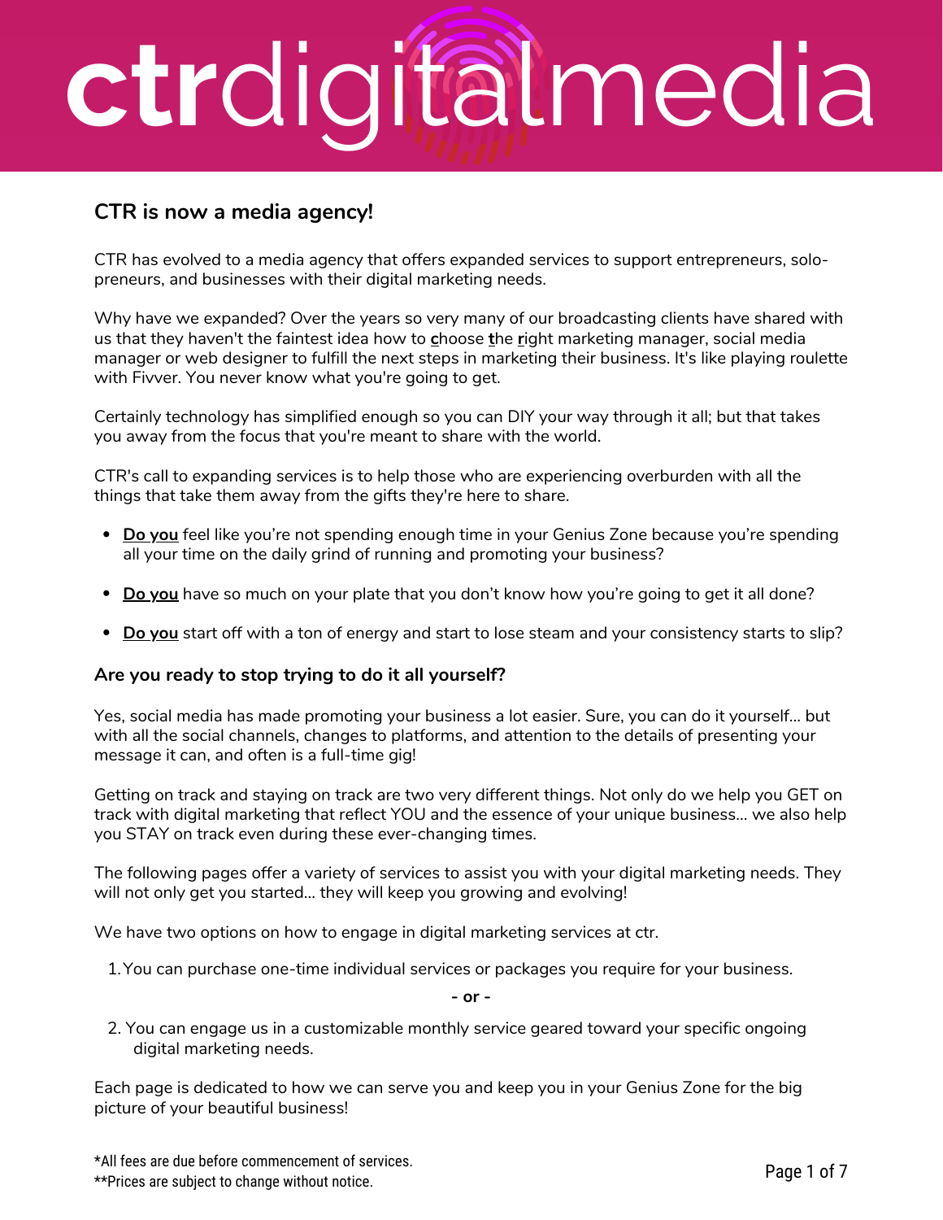# ctrdigitalmedia

## CTR is now a media agency!

CTR has evolved to a media agency that offers expanded services to support entrepreneurs, solo-preneurs, and businesses with their digital marketing needs.

Why have we expanded? Over the years so very many of our broadcasting clients have shared with us that they haven't the faintest idea how to **c**hoose **t**he **r**ight marketing manager, social media manager or web designer to fulfill the next steps in marketing their business. It's like playing roulette with Fivver. You never know what you're going to get.

Certainly technology has simplified enough so you can DIY your way through it all; but that takes you away from the focus that you're meant to share with the world.

CTR's call to expanding services is to help those who are experiencing overburden with all the things that take them away from the gifts they're here to share.

- **Do you** feel like you're not spending enough time in your Genius Zone because you're spending all your time on the daily grind of running and promoting your business?
- **Do you** have so much on your plate that you don't know how you're going to get it all done?
- **Do you** start off with a ton of energy and start to lose steam and your consistency starts to slip?

### Are you ready to stop trying to do it all yourself?

Yes, social media has made promoting your business a lot easier. Sure, you can do it yourself... but with all the social channels, changes to platforms, and attention to the details of presenting your message it can, and often is a full-time gig!

Getting on track and staying on track are two very different things. Not only do we help you GET on track with digital marketing that reflect YOU and the essence of your unique business... we also help you STAY on track even during these ever-changing times.

The following pages offer a variety of services to assist you with your digital marketing needs. They will not only get you started... they will keep you growing and evolving!

We have two options on how to engage in digital marketing services at ctr.

1. You can purchase one-time individual services or packages you require for your business.

**- or -**

2. You can engage us in a customizable monthly service geared toward your specific ongoing digital marketing needs.

Each page is dedicated to how we can serve you and keep you in your Genius Zone for the big picture of your beautiful business!

*All fees are due before commencement of services.
**Prices are subject to change without notice.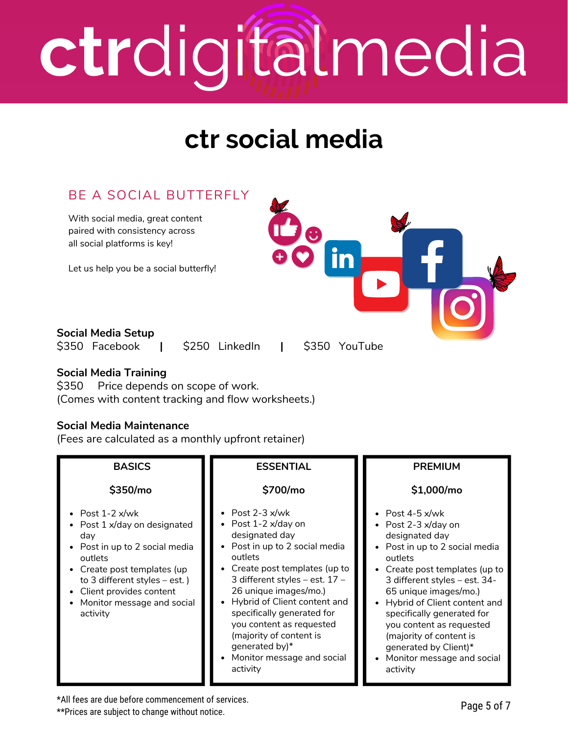# ctrdigitalmedia

## ctr social media

### BE A SOCIAL BUTTERFLY

With social media, great content paired with consistency across all social platforms is key!

Let us help you be a social butterfly!

**Social Media Setup**
$350 Facebook | $250 LinkedIn | $350 YouTube

**Social Media Training**
$350 Price depends on scope of work.
(Comes with content tracking and flow worksheets.)

**Social Media Maintenance**
(Fees are calculated as a monthly upfront retainer)

| BASICS | ESSENTIAL | PREMIUM |
|---|---|---|
| **$350/mo** | **$700/mo** | **$1,000/mo** |
| • Post 1-2 x/wk<br>• Post 1 x/day on designated day<br>• Post in up to 2 social media outlets<br>• Create post templates (up to 3 different styles – est. )<br>• Client provides content<br>• Monitor message and social activity | • Post 2-3 x/wk<br>• Post 1-2 x/day on designated day<br>• Post in up to 2 social media outlets<br>• Create post templates (up to 3 different styles – est. 17 – 26 unique images/mo.)<br>• Hybrid of Client content and specifically generated for you content as requested (majority of content is generated by)*<br>• Monitor message and social activity | • Post 4-5 x/wk<br>• Post 2-3 x/day on designated day<br>• Post in up to 2 social media outlets<br>• Create post templates (up to 3 different styles – est. 34-65 unique images/mo.)<br>• Hybrid of Client content and specifically generated for you content as requested (majority of content is generated by Client)*<br>• Monitor message and social activity |

*All fees are due before commencement of services.
**Prices are subject to change without notice.